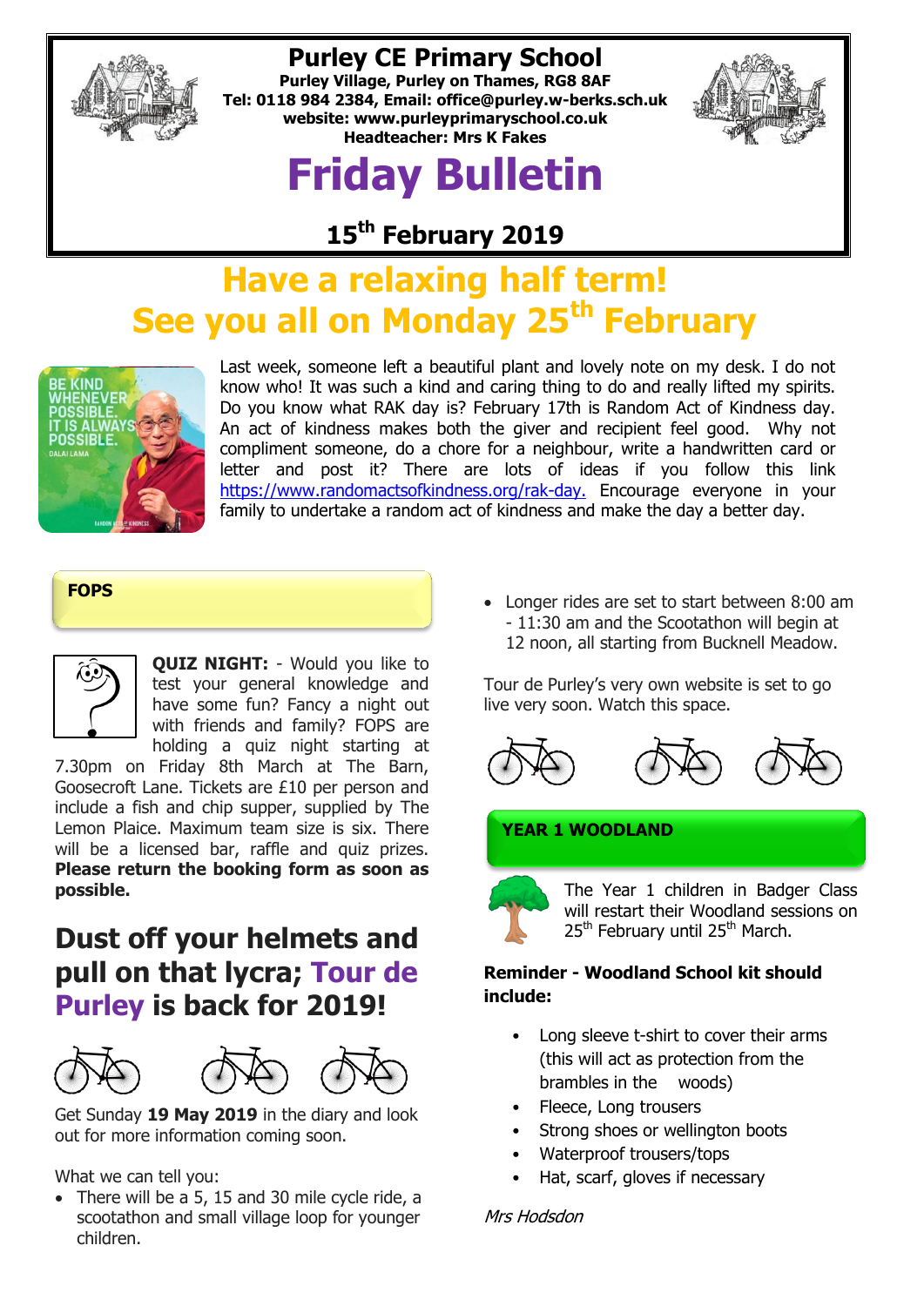# Purley CE Primary School

**Purley Village, Purley on Thames, RG8 8AF**
**Tel: 0118 984 2384, Email: office@purley.w-berks.sch.uk**
**website: www.purleyprimaryschool.co.uk**
**Headteacher: Mrs K Fakes**

# Friday Bulletin

## 15th February 2019

# Have a relaxing half term! See you all on Monday 25th February

Last week, someone left a beautiful plant and lovely note on my desk. I do not know who! It was such a kind and caring thing to do and really lifted my spirits. Do you know what RAK day is? February 17th is Random Act of Kindness day. An act of kindness makes both the giver and recipient feel good. Why not compliment someone, do a chore for a neighbour, write a handwritten card or letter and post it? There are lots of ideas if you follow this link https://www.randomactsofkindness.org/rak-day. Encourage everyone in your family to undertake a random act of kindness and make the day a better day.

## FOPS

**QUIZ NIGHT:** - Would you like to test your general knowledge and have some fun? Fancy a night out with friends and family? FOPS are holding a quiz night starting at 7.30pm on Friday 8th March at The Barn, Goosecroft Lane. Tickets are £10 per person and include a fish and chip supper, supplied by The Lemon Plaice. Maximum team size is six. There will be a licensed bar, raffle and quiz prizes. **Please return the booking form as soon as possible.**

## Dust off your helmets and pull on that lycra; Tour de Purley is back for 2019!

Get Sunday **19 May 2019** in the diary and look out for more information coming soon.

What we can tell you:

- There will be a 5, 15 and 30 mile cycle ride, a scootathon and small village loop for younger children.
- Longer rides are set to start between 8:00 am - 11:30 am and the Scootathon will begin at 12 noon, all starting from Bucknell Meadow.

Tour de Purley's very own website is set to go live very soon. Watch this space.

## YEAR 1 WOODLAND

The Year 1 children in Badger Class will restart their Woodland sessions on 25th February until 25th March.

**Reminder - Woodland School kit should include:**

- Long sleeve t-shirt to cover their arms (this will act as protection from the brambles in the woods)
- Fleece, Long trousers
- Strong shoes or wellington boots
- Waterproof trousers/tops
- Hat, scarf, gloves if necessary

*Mrs Hodsdon*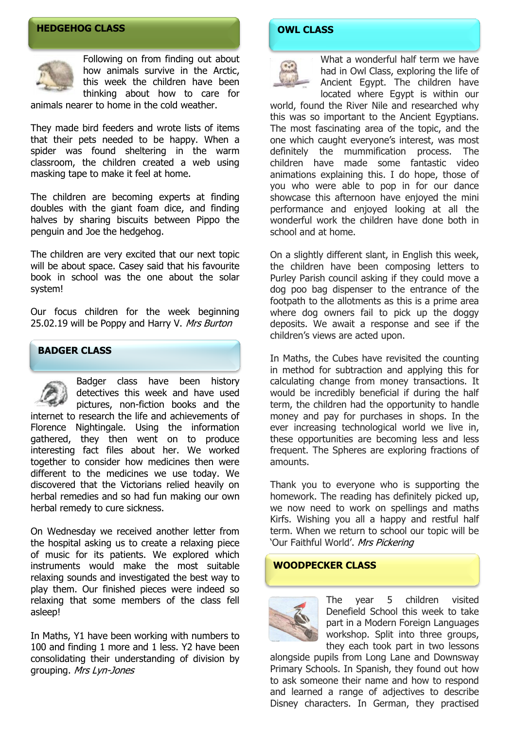## HEDGEHOG CLASS

Following on from finding out about how animals survive in the Arctic, this week the children have been thinking about how to care for animals nearer to home in the cold weather.

They made bird feeders and wrote lists of items that their pets needed to be happy. When a spider was found sheltering in the warm classroom, the children created a web using masking tape to make it feel at home.

The children are becoming experts at finding doubles with the giant foam dice, and finding halves by sharing biscuits between Pippo the penguin and Joe the hedgehog.

The children are very excited that our next topic will be about space. Casey said that his favourite book in school was the one about the solar system!

Our focus children for the week beginning 25.02.19 will be Poppy and Harry V. *Mrs Burton*

## BADGER CLASS

Badger class have been history detectives this week and have used pictures, non-fiction books and the internet to research the life and achievements of Florence Nightingale. Using the information gathered, they then went on to produce interesting fact files about her. We worked together to consider how medicines then were different to the medicines we use today. We discovered that the Victorians relied heavily on herbal remedies and so had fun making our own herbal remedy to cure sickness.

On Wednesday we received another letter from the hospital asking us to create a relaxing piece of music for its patients. We explored which instruments would make the most suitable relaxing sounds and investigated the best way to play them. Our finished pieces were indeed so relaxing that some members of the class fell asleep!

In Maths, Y1 have been working with numbers to 100 and finding 1 more and 1 less. Y2 have been consolidating their understanding of division by grouping. *Mrs Lyn-Jones*

## OWL CLASS

What a wonderful half term we have had in Owl Class, exploring the life of Ancient Egypt. The children have located where Egypt is within our world, found the River Nile and researched why this was so important to the Ancient Egyptians. The most fascinating area of the topic, and the one which caught everyone's interest, was most definitely the mummification process. The children have made some fantastic video animations explaining this. I do hope, those of you who were able to pop in for our dance showcase this afternoon have enjoyed the mini performance and enjoyed looking at all the wonderful work the children have done both in school and at home.

On a slightly different slant, in English this week, the children have been composing letters to Purley Parish council asking if they could move a dog poo bag dispenser to the entrance of the footpath to the allotments as this is a prime area where dog owners fail to pick up the doggy deposits. We await a response and see if the children's views are acted upon.

In Maths, the Cubes have revisited the counting in method for subtraction and applying this for calculating change from money transactions. It would be incredibly beneficial if during the half term, the children had the opportunity to handle money and pay for purchases in shops. In the ever increasing technological world we live in, these opportunities are becoming less and less frequent. The Spheres are exploring fractions of amounts.

Thank you to everyone who is supporting the homework. The reading has definitely picked up, we now need to work on spellings and maths Kirfs. Wishing you all a happy and restful half term. When we return to school our topic will be 'Our Faithful World'. *Mrs Pickering*

## WOODPECKER CLASS

The year 5 children visited Denefield School this week to take part in a Modern Foreign Languages workshop. Split into three groups, they each took part in two lessons alongside pupils from Long Lane and Downsway Primary Schools. In Spanish, they found out how to ask someone their name and how to respond and learned a range of adjectives to describe Disney characters. In German, they practised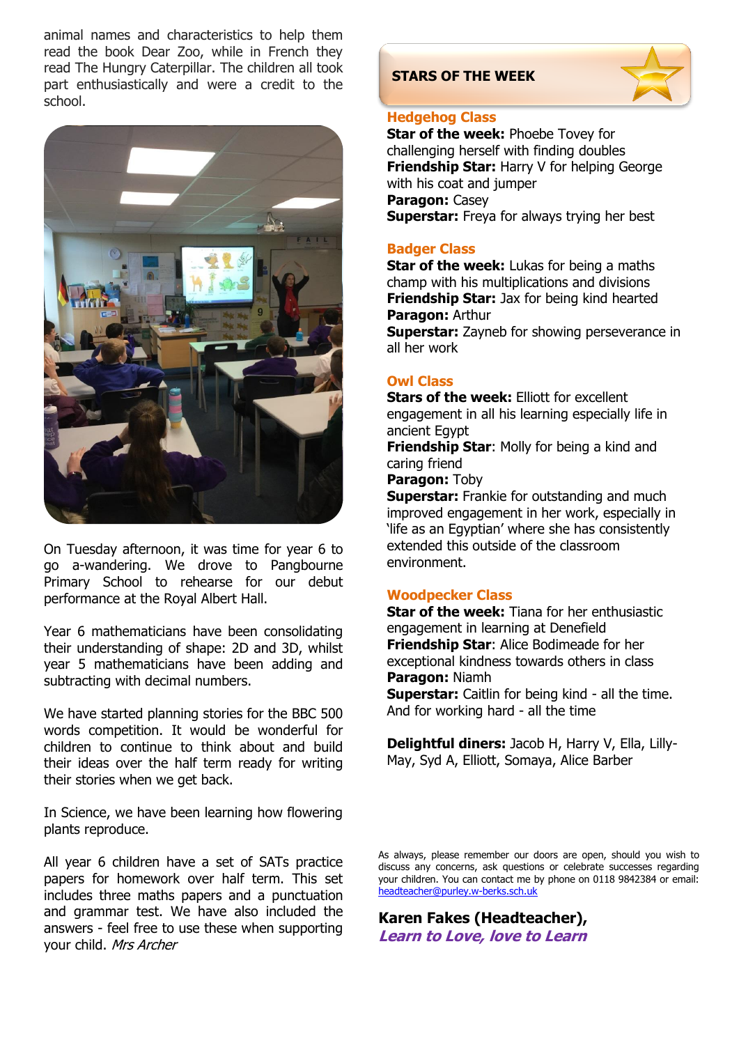animal names and characteristics to help them read the book Dear Zoo, while in French they read The Hungry Caterpillar. The children all took part enthusiastically and were a credit to the school.

On Tuesday afternoon, it was time for year 6 to go a-wandering. We drove to Pangbourne Primary School to rehearse for our debut performance at the Royal Albert Hall.

Year 6 mathematicians have been consolidating their understanding of shape: 2D and 3D, whilst year 5 mathematicians have been adding and subtracting with decimal numbers.

We have started planning stories for the BBC 500 words competition. It would be wonderful for children to continue to think about and build their ideas over the half term ready for writing their stories when we get back.

In Science, we have been learning how flowering plants reproduce.

All year 6 children have a set of SATs practice papers for homework over half term. This set includes three maths papers and a punctuation and grammar test. We have also included the answers - feel free to use these when supporting your child. *Mrs Archer*

## STARS OF THE WEEK

### Hedgehog Class

**Star of the week:** Phoebe Tovey for challenging herself with finding doubles
**Friendship Star:** Harry V for helping George with his coat and jumper
**Paragon:** Casey
**Superstar:** Freya for always trying her best

### Badger Class

**Star of the week:** Lukas for being a maths champ with his multiplications and divisions
**Friendship Star:** Jax for being kind hearted
**Paragon:** Arthur
**Superstar:** Zayneb for showing perseverance in all her work

### Owl Class

**Stars of the week:** Elliott for excellent engagement in all his learning especially life in ancient Egypt
**Friendship Star**: Molly for being a kind and caring friend
**Paragon:** Toby
**Superstar:** Frankie for outstanding and much improved engagement in her work, especially in 'life as an Egyptian' where she has consistently extended this outside of the classroom environment.

### Woodpecker Class

**Star of the week:** Tiana for her enthusiastic engagement in learning at Denefield
**Friendship Star**: Alice Bodimeade for her exceptional kindness towards others in class
**Paragon:** Niamh
**Superstar:** Caitlin for being kind - all the time. And for working hard - all the time

**Delightful diners:** Jacob H, Harry V, Ella, Lilly-May, Syd A, Elliott, Somaya, Alice Barber

As always, please remember our doors are open, should you wish to discuss any concerns, ask questions or celebrate successes regarding your children. You can contact me by phone on 0118 9842384 or email: headteacher@purley.w-berks.sch.uk

**Karen Fakes (Headteacher),**
***Learn to Love, love to Learn***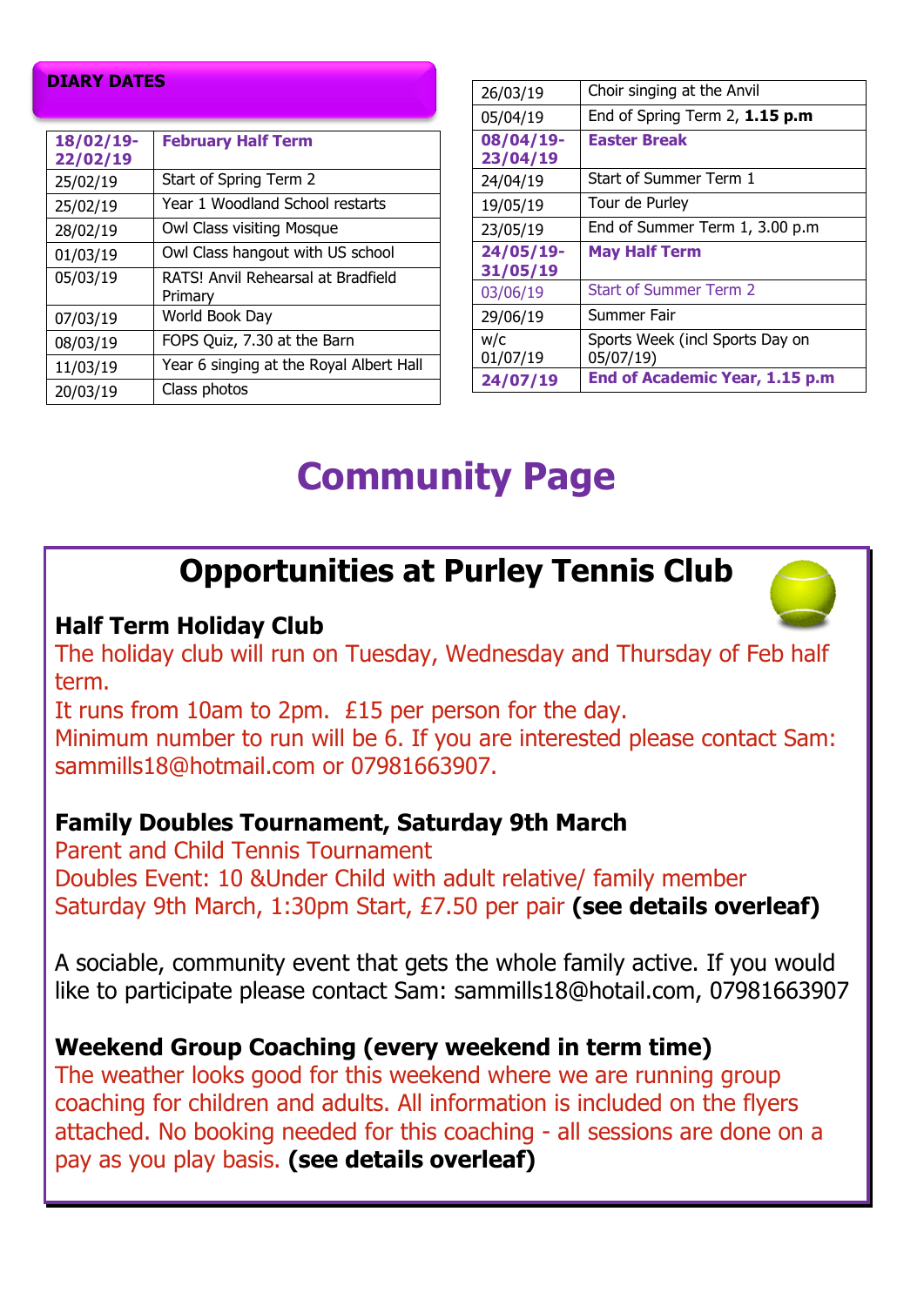## DIARY DATES

| | |
|---|---|
| **18/02/19-22/02/19** | **February Half Term** |
| 25/02/19 | Start of Spring Term 2 |
| 25/02/19 | Year 1 Woodland School restarts |
| 28/02/19 | Owl Class visiting Mosque |
| 01/03/19 | Owl Class hangout with US school |
| 05/03/19 | RATS! Anvil Rehearsal at Bradfield Primary |
| 07/03/19 | World Book Day |
| 08/03/19 | FOPS Quiz, 7.30 at the Barn |
| 11/03/19 | Year 6 singing at the Royal Albert Hall |
| 20/03/19 | Class photos |
| 26/03/19 | Choir singing at the Anvil |
| 05/04/19 | End of Spring Term 2, **1.15 p.m** |
| **08/04/19-23/04/19** | **Easter Break** |
| 24/04/19 | Start of Summer Term 1 |
| 19/05/19 | Tour de Purley |
| 23/05/19 | End of Summer Term 1, 3.00 p.m |
| **24/05/19-31/05/19** | **May Half Term** |
| 03/06/19 | Start of Summer Term 2 |
| 29/06/19 | Summer Fair |
| w/c 01/07/19 | Sports Week (incl Sports Day on 05/07/19) |
| **24/07/19** | **End of Academic Year, 1.15 p.m** |

# Community Page

## Opportunities at Purley Tennis Club

### Half Term Holiday Club

The holiday club will run on Tuesday, Wednesday and Thursday of Feb half term.

It runs from 10am to 2pm. £15 per person for the day.

Minimum number to run will be 6. If you are interested please contact Sam: sammills18@hotmail.com or 07981663907.

### Family Doubles Tournament, Saturday 9th March

Parent and Child Tennis Tournament

Doubles Event: 10 &Under Child with adult relative/ family member

Saturday 9th March, 1:30pm Start, £7.50 per pair **(see details overleaf)**

A sociable, community event that gets the whole family active. If you would like to participate please contact Sam: sammills18@hotail.com, 07981663907

### Weekend Group Coaching (every weekend in term time)

The weather looks good for this weekend where we are running group coaching for children and adults. All information is included on the flyers attached. No booking needed for this coaching - all sessions are done on a pay as you play basis. **(see details overleaf)**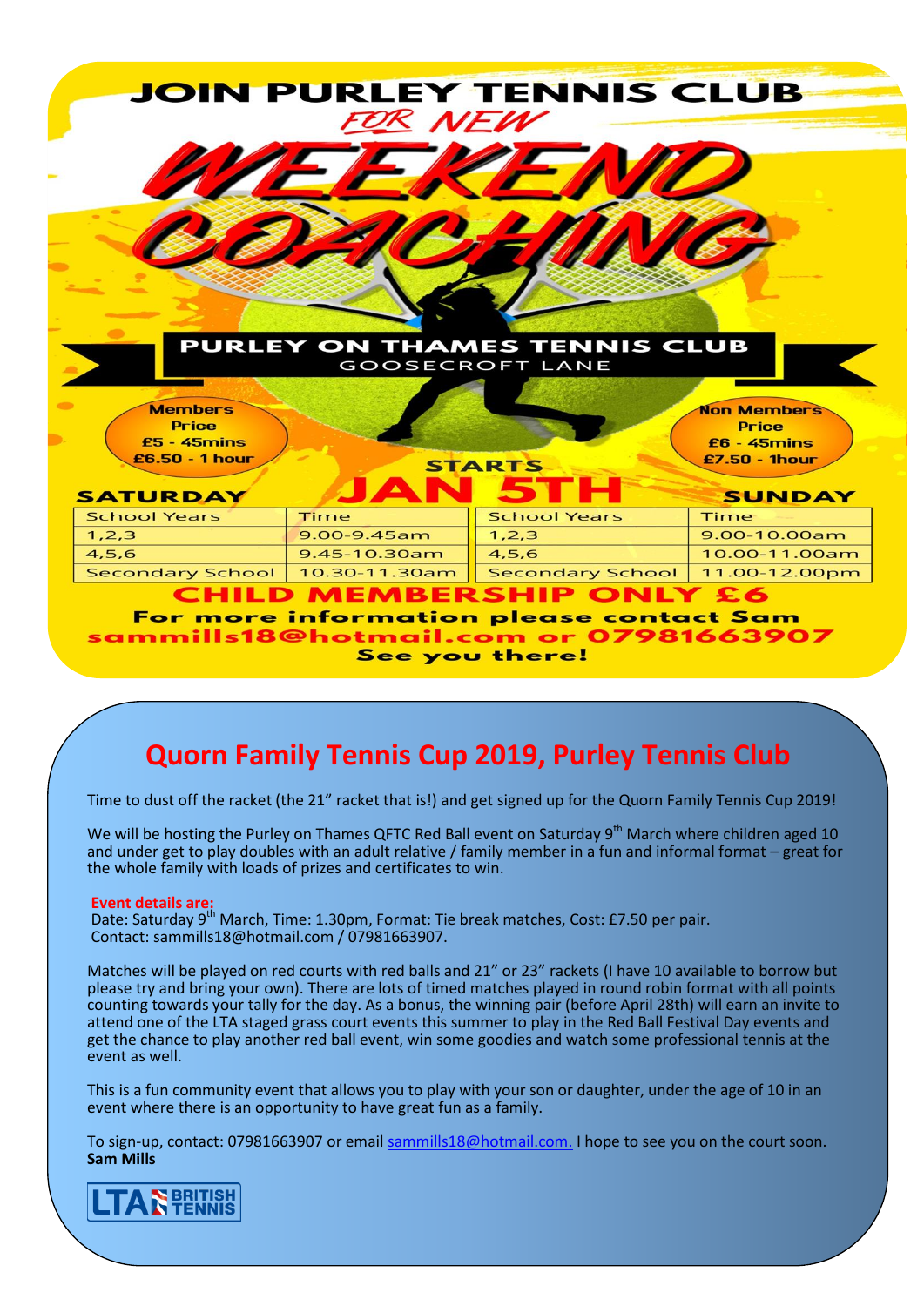# JOIN PURLEY TENNIS CLUB FOR NEW WEEKEND COACHING

**PURLEY ON THAMES TENNIS CLUB**
GOOSECROFT LANE

**Members Price**
£5 - 45mins
£6.50 - 1 hour

**Non Members Price**
£6 - 45mins
£7.50 - 1hour

**STARTS JAN 5TH**

**SATURDAY**

| School Years | Time |
|---|---|
| 1,2,3 | 9.00-9.45am |
| 4,5,6 | 9.45-10.30am |
| Secondary School | 10.30-11.30am |

**SUNDAY**

| School Years | Time |
|---|---|
| 1,2,3 | 9.00-10.00am |
| 4,5,6 | 10.00-11.00am |
| Secondary School | 11.00-12.00pm |

**CHILD MEMBERSHIP ONLY £6**

**For more information please contact Sam**
**sammills18@hotmail.com or 07981663907**
**See you there!**

## Quorn Family Tennis Cup 2019, Purley Tennis Club

Time to dust off the racket (the 21" racket that is!) and get signed up for the Quorn Family Tennis Cup 2019!

We will be hosting the Purley on Thames QFTC Red Ball event on Saturday 9th March where children aged 10 and under get to play doubles with an adult relative / family member in a fun and informal format – great for the whole family with loads of prizes and certificates to win.

**Event details are:**
Date: Saturday 9th March, Time: 1.30pm, Format: Tie break matches, Cost: £7.50 per pair.
Contact: sammills18@hotmail.com / 07981663907.

Matches will be played on red courts with red balls and 21" or 23" rackets (I have 10 available to borrow but please try and bring your own). There are lots of timed matches played in round robin format with all points counting towards your tally for the day. As a bonus, the winning pair (before April 28th) will earn an invite to attend one of the LTA staged grass court events this summer to play in the Red Ball Festival Day events and get the chance to play another red ball event, win some goodies and watch some professional tennis at the event as well.

This is a fun community event that allows you to play with your son or daughter, under the age of 10 in an event where there is an opportunity to have great fun as a family.

To sign-up, contact: 07981663907 or email sammills18@hotmail.com. I hope to see you on the court soon.
**Sam Mills**

LTA BRITISH TENNIS